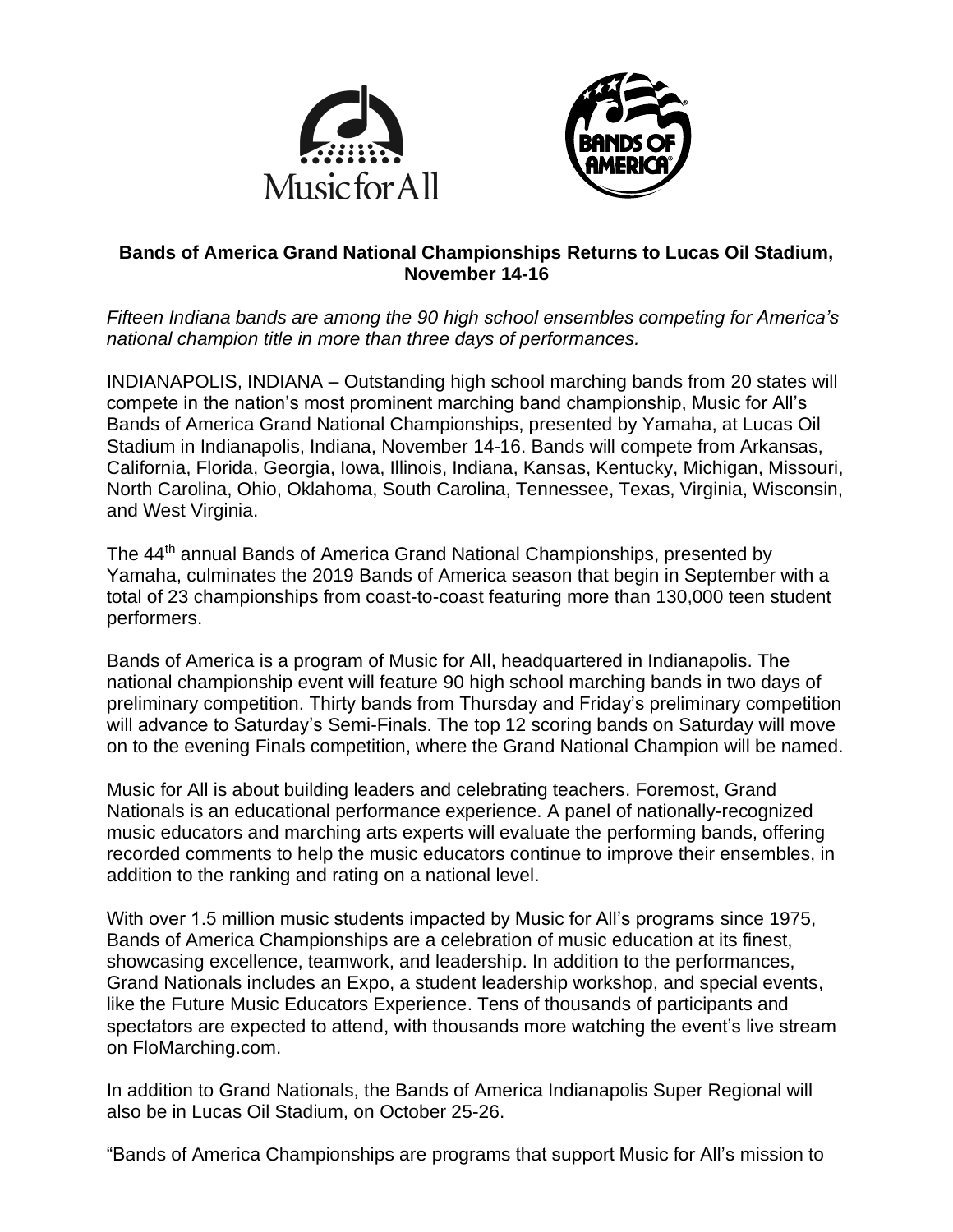**Bands of America Grand National Championships Returns to Lucas Oil Stadium, November 14-16**

*Fifteen Indiana bands are among the 90 high school ensembles competing for America's national champion title in more than three days of performances.*

INDIANAPOLIS, INDIANA – Outstanding high school marching bands from 20 states will compete in the nation's most prominent marching band championship, Music for All's Bands of America Grand National Championships, presented by Yamaha, at Lucas Oil Stadium in Indianapolis, Indiana, November 14-16. Bands will compete from Arkansas, California, Florida, Georgia, Iowa, Illinois, Indiana, Kansas, Kentucky, Michigan, Missouri, North Carolina, Ohio, Oklahoma, South Carolina, Tennessee, Texas, Virginia, Wisconsin, and West Virginia.

The 44th annual Bands of America Grand National Championships, presented by Yamaha, culminates the 2019 Bands of America season that begin in September with a total of 23 championships from coast-to-coast featuring more than 130,000 teen student performers.

Bands of America is a program of Music for All, headquartered in Indianapolis. The national championship event will feature 90 high school marching bands in two days of preliminary competition. Thirty bands from Thursday and Friday's preliminary competition will advance to Saturday's Semi-Finals. The top 12 scoring bands on Saturday will move on to the evening Finals competition, where the Grand National Champion will be named.

Music for All is about building leaders and celebrating teachers. Foremost, Grand Nationals is an educational performance experience. A panel of nationally-recognized music educators and marching arts experts will evaluate the performing bands, offering recorded comments to help the music educators continue to improve their ensembles, in addition to the ranking and rating on a national level.

With over 1.5 million music students impacted by Music for All's programs since 1975, Bands of America Championships are a celebration of music education at its finest, showcasing excellence, teamwork, and leadership. In addition to the performances, Grand Nationals includes an Expo, a student leadership workshop, and special events, like the Future Music Educators Experience. Tens of thousands of participants and spectators are expected to attend, with thousands more watching the event's live stream on FloMarching.com.

In addition to Grand Nationals, the Bands of America Indianapolis Super Regional will also be in Lucas Oil Stadium, on October 25-26.

"Bands of America Championships are programs that support Music for All's mission to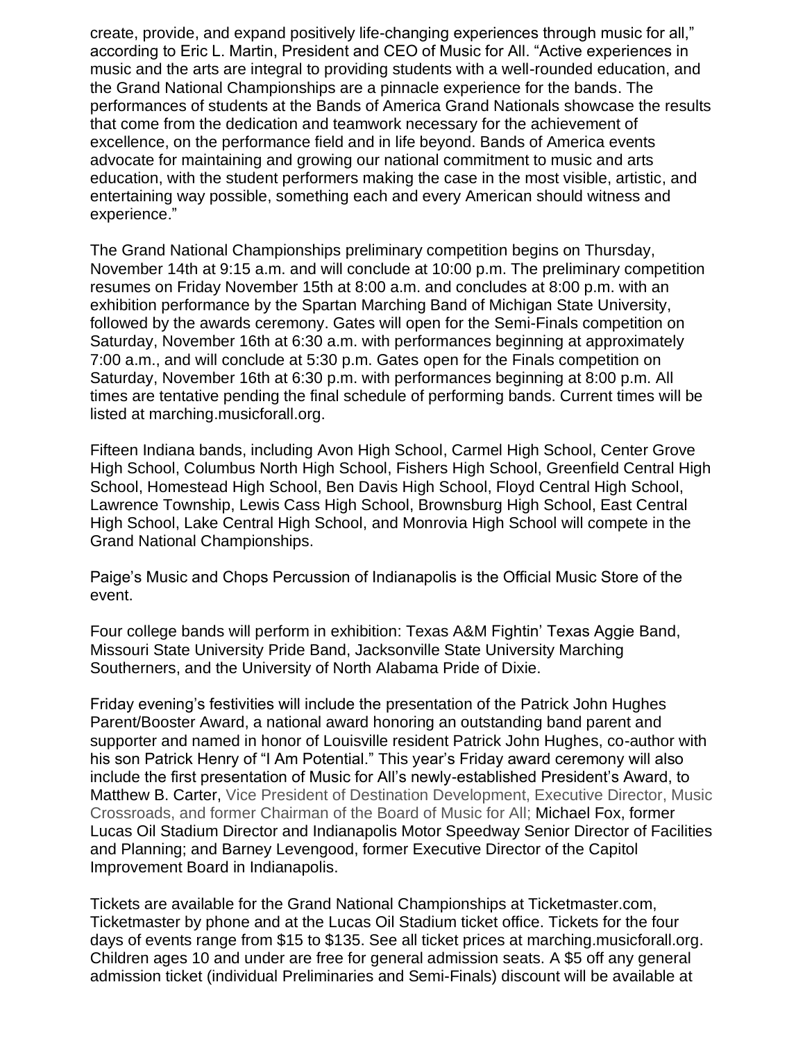create, provide, and expand positively life-changing experiences through music for all," according to Eric L. Martin, President and CEO of Music for All. "Active experiences in music and the arts are integral to providing students with a well-rounded education, and the Grand National Championships are a pinnacle experience for the bands. The performances of students at the Bands of America Grand Nationals showcase the results that come from the dedication and teamwork necessary for the achievement of excellence, on the performance field and in life beyond. Bands of America events advocate for maintaining and growing our national commitment to music and arts education, with the student performers making the case in the most visible, artistic, and entertaining way possible, something each and every American should witness and experience."

The Grand National Championships preliminary competition begins on Thursday, November 14th at 9:15 a.m. and will conclude at 10:00 p.m. The preliminary competition resumes on Friday November 15th at 8:00 a.m. and concludes at 8:00 p.m. with an exhibition performance by the Spartan Marching Band of Michigan State University, followed by the awards ceremony. Gates will open for the Semi-Finals competition on Saturday, November 16th at 6:30 a.m. with performances beginning at approximately 7:00 a.m., and will conclude at 5:30 p.m. Gates open for the Finals competition on Saturday, November 16th at 6:30 p.m. with performances beginning at 8:00 p.m. All times are tentative pending the final schedule of performing bands. Current times will be listed at marching.musicforall.org.

Fifteen Indiana bands, including Avon High School, Carmel High School, Center Grove High School, Columbus North High School, Fishers High School, Greenfield Central High School, Homestead High School, Ben Davis High School, Floyd Central High School, Lawrence Township, Lewis Cass High School, Brownsburg High School, East Central High School, Lake Central High School, and Monrovia High School will compete in the Grand National Championships.

Paige's Music and Chops Percussion of Indianapolis is the Official Music Store of the event.

Four college bands will perform in exhibition: Texas A&M Fightin' Texas Aggie Band, Missouri State University Pride Band, Jacksonville State University Marching Southerners, and the University of North Alabama Pride of Dixie.

Friday evening's festivities will include the presentation of the Patrick John Hughes Parent/Booster Award, a national award honoring an outstanding band parent and supporter and named in honor of Louisville resident Patrick John Hughes, co-author with his son Patrick Henry of "I Am Potential." This year's Friday award ceremony will also include the first presentation of Music for All's newly-established President's Award, to Matthew B. Carter, Vice President of Destination Development, Executive Director, Music Crossroads, and former Chairman of the Board of Music for All; Michael Fox, former Lucas Oil Stadium Director and Indianapolis Motor Speedway Senior Director of Facilities and Planning; and Barney Levengood, former Executive Director of the Capitol Improvement Board in Indianapolis.

Tickets are available for the Grand National Championships at Ticketmaster.com, Ticketmaster by phone and at the Lucas Oil Stadium ticket office. Tickets for the four days of events range from $15 to $135. See all ticket prices at marching.musicforall.org. Children ages 10 and under are free for general admission seats. A $5 off any general admission ticket (individual Preliminaries and Semi-Finals) discount will be available at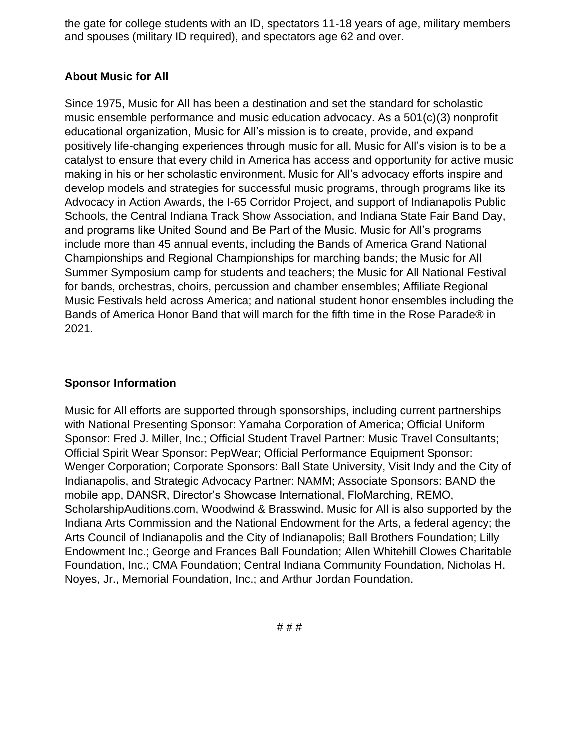the gate for college students with an ID, spectators 11-18 years of age, military members and spouses (military ID required), and spectators age 62 and over.

**About Music for All**

Since 1975, Music for All has been a destination and set the standard for scholastic music ensemble performance and music education advocacy. As a 501(c)(3) nonprofit educational organization, Music for All's mission is to create, provide, and expand positively life-changing experiences through music for all. Music for All's vision is to be a catalyst to ensure that every child in America has access and opportunity for active music making in his or her scholastic environment. Music for All's advocacy efforts inspire and develop models and strategies for successful music programs, through programs like its Advocacy in Action Awards, the I-65 Corridor Project, and support of Indianapolis Public Schools, the Central Indiana Track Show Association, and Indiana State Fair Band Day, and programs like United Sound and Be Part of the Music. Music for All's programs include more than 45 annual events, including the Bands of America Grand National Championships and Regional Championships for marching bands; the Music for All Summer Symposium camp for students and teachers; the Music for All National Festival for bands, orchestras, choirs, percussion and chamber ensembles; Affiliate Regional Music Festivals held across America; and national student honor ensembles including the Bands of America Honor Band that will march for the fifth time in the Rose Parade® in 2021.

**Sponsor Information**

Music for All efforts are supported through sponsorships, including current partnerships with National Presenting Sponsor: Yamaha Corporation of America; Official Uniform Sponsor: Fred J. Miller, Inc.; Official Student Travel Partner: Music Travel Consultants; Official Spirit Wear Sponsor: PepWear; Official Performance Equipment Sponsor: Wenger Corporation; Corporate Sponsors: Ball State University, Visit Indy and the City of Indianapolis, and Strategic Advocacy Partner: NAMM; Associate Sponsors: BAND the mobile app, DANSR, Director's Showcase International, FloMarching, REMO, ScholarshipAuditions.com, Woodwind & Brasswind. Music for All is also supported by the Indiana Arts Commission and the National Endowment for the Arts, a federal agency; the Arts Council of Indianapolis and the City of Indianapolis; Ball Brothers Foundation; Lilly Endowment Inc.; George and Frances Ball Foundation; Allen Whitehill Clowes Charitable Foundation, Inc.; CMA Foundation; Central Indiana Community Foundation, Nicholas H. Noyes, Jr., Memorial Foundation, Inc.; and Arthur Jordan Foundation.

# # #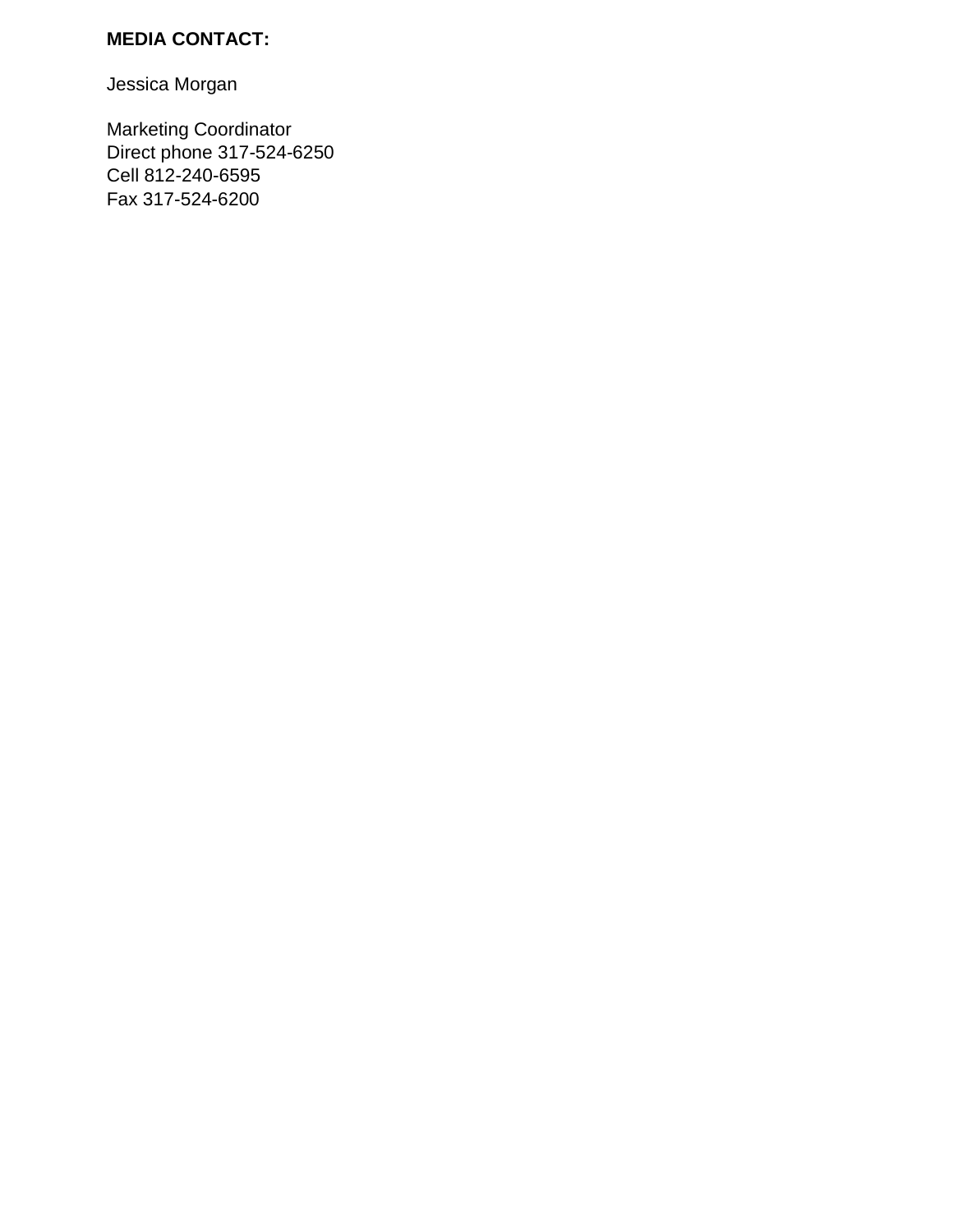**MEDIA CONTACT:**

Jessica Morgan

Marketing Coordinator
Direct phone 317-524-6250
Cell 812-240-6595
Fax 317-524-6200